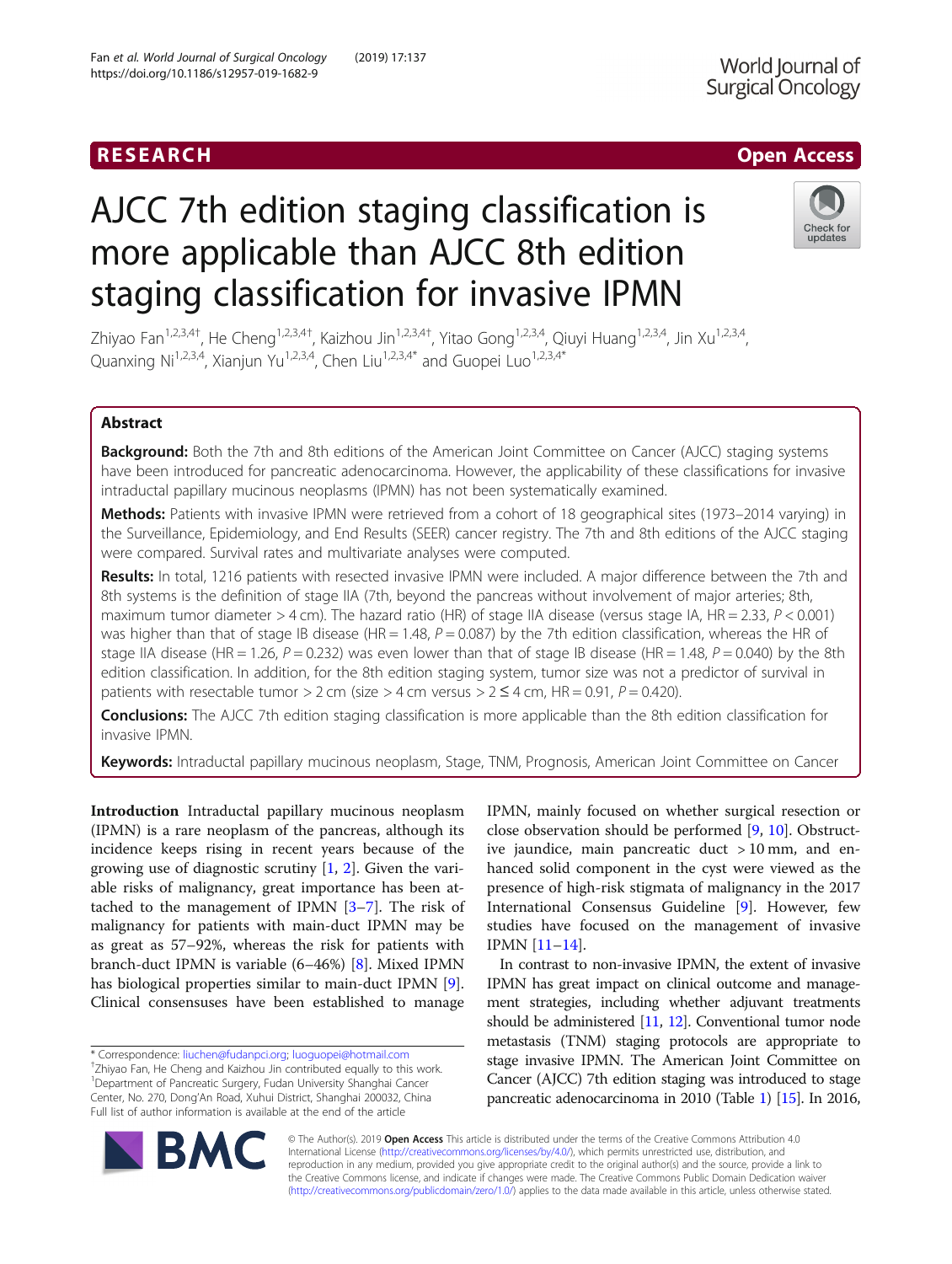# AJCC 7th edition staging classification is more applicable than AJCC 8th edition staging classification for invasive IPMN

**RESEARCH** | **Open Access**

Zhiyao Fan[1,2,3,4†], He Cheng[1,2,3,4†], Kaizhou Jin[1,2,3,4†], Yitao Gong[1,2,3,4], Qiuyi Huang[1,2,3,4], Jin Xu[1,2,3,4], Quanxing Ni[1,2,3,4], Xianjun Yu[1,2,3,4], Chen Liu[1,2,3,4*] and Guopei Luo[1,2,3,4*]

## Abstract

**Background:** Both the 7th and 8th editions of the American Joint Committee on Cancer (AJCC) staging systems have been introduced for pancreatic adenocarcinoma. However, the applicability of these classifications for invasive intraductal papillary mucinous neoplasms (IPMN) has not been systematically examined.

**Methods:** Patients with invasive IPMN were retrieved from a cohort of 18 geographical sites (1973–2014 varying) in the Surveillance, Epidemiology, and End Results (SEER) cancer registry. The 7th and 8th editions of the AJCC staging were compared. Survival rates and multivariate analyses were computed.

**Results:** In total, 1216 patients with resected invasive IPMN were included. A major difference between the 7th and 8th systems is the definition of stage IIA (7th, beyond the pancreas without involvement of major arteries; 8th, maximum tumor diameter > 4 cm). The hazard ratio (HR) of stage IIA disease (versus stage IA, HR = 2.33, $P < 0.001$) was higher than that of stage IB disease (HR = 1.48, $P = 0.087$) by the 7th edition classification, whereas the HR of stage IIA disease (HR = 1.26, $P = 0.232$) was even lower than that of stage IB disease (HR = 1.48, $P = 0.040$) by the 8th edition classification. In addition, for the 8th edition staging system, tumor size was not a predictor of survival in patients with resectable tumor > 2 cm (size > 4 cm versus > 2 ≤ 4 cm, HR = 0.91, $P = 0.420$).

**Conclusions:** The AJCC 7th edition staging classification is more applicable than the 8th edition classification for invasive IPMN.

**Keywords:** Intraductal papillary mucinous neoplasm, Stage, TNM, Prognosis, American Joint Committee on Cancer

## Introduction

Intraductal papillary mucinous neoplasm (IPMN) is a rare neoplasm of the pancreas, although its incidence keeps rising in recent years because of the growing use of diagnostic scrutiny [1, 2]. Given the variable risks of malignancy, great importance has been attached to the management of IPMN [3–7]. The risk of malignancy for patients with main-duct IPMN may be as great as 57–92%, whereas the risk for patients with branch-duct IPMN is variable (6–46%) [8]. Mixed IPMN has biological properties similar to main-duct IPMN [9]. Clinical consensuses have been established to manage IPMN, mainly focused on whether surgical resection or close observation should be performed [9, 10]. Obstructive jaundice, main pancreatic duct > 10 mm, and enhanced solid component in the cyst were viewed as the presence of high-risk stigmata of malignancy in the 2017 International Consensus Guideline [9]. However, few studies have focused on the management of invasive IPMN [11–14].

In contrast to non-invasive IPMN, the extent of invasive IPMN has great impact on clinical outcome and management strategies, including whether adjuvant treatments should be administered [11, 12]. Conventional tumor node metastasis (TNM) staging protocols are appropriate to stage invasive IPMN. The American Joint Committee on Cancer (AJCC) 7th edition staging was introduced to stage pancreatic adenocarcinoma in 2010 (Table 1) [15]. In 2016,

* Correspondence: liuchen@fudanpci.org; luoguopei@hotmail.com
† Zhiyao Fan, He Cheng and Kaizhou Jin contributed equally to this work.
[1] Department of Pancreatic Surgery, Fudan University Shanghai Cancer Center, No. 270, Dong'An Road, Xuhui District, Shanghai 200032, China
Full list of author information is available at the end of the article

© The Author(s). 2019 **Open Access** This article is distributed under the terms of the Creative Commons Attribution 4.0 International License (http://creativecommons.org/licenses/by/4.0/), which permits unrestricted use, distribution, and reproduction in any medium, provided you give appropriate credit to the original author(s) and the source, provide a link to the Creative Commons license, and indicate if changes were made. The Creative Commons Public Domain Dedication waiver (http://creativecommons.org/publicdomain/zero/1.0/) applies to the data made available in this article, unless otherwise stated.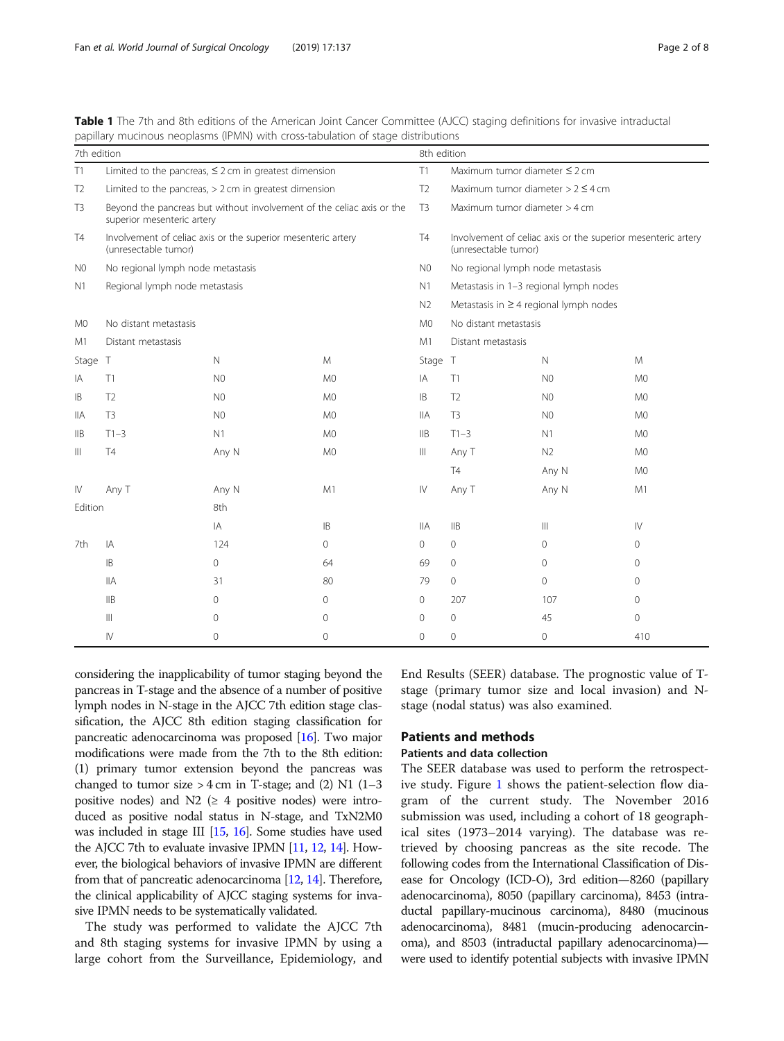**Table 1** The 7th and 8th editions of the American Joint Cancer Committee (AJCC) staging definitions for invasive intraductal papillary mucinous neoplasms (IPMN) with cross-tabulation of stage distributions

| 7th edition | | | | 8th edition | | | |
|---|---|---|---|---|---|---|---|
| T1 | Limited to the pancreas, ≤ 2 cm in greatest dimension | | | T1 | Maximum tumor diameter ≤ 2 cm | | |
| T2 | Limited to the pancreas, > 2 cm in greatest dimension | | | T2 | Maximum tumor diameter > 2 ≤ 4 cm | | |
| T3 | Beyond the pancreas but without involvement of the celiac axis or the superior mesenteric artery | | | T3 | Maximum tumor diameter > 4 cm | | |
| T4 | Involvement of celiac axis or the superior mesenteric artery (unresectable tumor) | | | T4 | Involvement of celiac axis or the superior mesenteric artery (unresectable tumor) | | |
| N0 | No regional lymph node metastasis | | | N0 | No regional lymph node metastasis | | |
| N1 | Regional lymph node metastasis | | | N1 | Metastasis in 1–3 regional lymph nodes | | |
| | | | | N2 | Metastasis in ≥ 4 regional lymph nodes | | |
| M0 | No distant metastasis | | | M0 | No distant metastasis | | |
| M1 | Distant metastasis | | | M1 | Distant metastasis | | |
| Stage | T | N | M | Stage | T | N | M |
| IA | T1 | N0 | M0 | IA | T1 | N0 | M0 |
| IB | T2 | N0 | M0 | IB | T2 | N0 | M0 |
| IIA | T3 | N0 | M0 | IIA | T3 | N0 | M0 |
| IIB | T1–3 | N1 | M0 | IIB | T1–3 | N1 | M0 |
| III | T4 | Any N | M0 | III | Any T | N2 | M0 |
| | | | | | T4 | Any N | M0 |
| IV | Any T | Any N | M1 | IV | Any T | Any N | M1 |
| Edition | | 8th | | | | | |
| | | IA | IB | IIA | IIB | III | IV |
| 7th | IA | 124 | 0 | 0 | 0 | 0 | 0 |
| | IB | 0 | 64 | 69 | 0 | 0 | 0 |
| | IIA | 31 | 80 | 79 | 0 | 0 | 0 |
| | IIB | 0 | 0 | 0 | 207 | 107 | 0 |
| | III | 0 | 0 | 0 | 0 | 45 | 0 |
| | IV | 0 | 0 | 0 | 0 | 0 | 410 |

considering the inapplicability of tumor staging beyond the pancreas in T-stage and the absence of a number of positive lymph nodes in N-stage in the AJCC 7th edition stage classification, the AJCC 8th edition staging classification for pancreatic adenocarcinoma was proposed [16]. Two major modifications were made from the 7th to the 8th edition: (1) primary tumor extension beyond the pancreas was changed to tumor size > 4 cm in T-stage; and (2) N1 (1–3 positive nodes) and N2 (≥ 4 positive nodes) were introduced as positive nodal status in N-stage, and TxN2M0 was included in stage III [15, 16]. Some studies have used the AJCC 7th to evaluate invasive IPMN [11, 12, 14]. However, the biological behaviors of invasive IPMN are different from that of pancreatic adenocarcinoma [12, 14]. Therefore, the clinical applicability of AJCC staging systems for invasive IPMN needs to be systematically validated.

The study was performed to validate the AJCC 7th and 8th staging systems for invasive IPMN by using a large cohort from the Surveillance, Epidemiology, and End Results (SEER) database. The prognostic value of T-stage (primary tumor size and local invasion) and N-stage (nodal status) was also examined.

## Patients and methods

### Patients and data collection

The SEER database was used to perform the retrospective study. Figure 1 shows the patient-selection flow diagram of the current study. The November 2016 submission was used, including a cohort of 18 geographical sites (1973–2014 varying). The database was retrieved by choosing pancreas as the site recode. The following codes from the International Classification of Disease for Oncology (ICD-O), 3rd edition—8260 (papillary adenocarcinoma), 8050 (papillary carcinoma), 8453 (intraductal papillary-mucinous carcinoma), 8480 (mucinous adenocarcinoma), 8481 (mucin-producing adenocarcinoma), and 8503 (intraductal papillary adenocarcinoma)—were used to identify potential subjects with invasive IPMN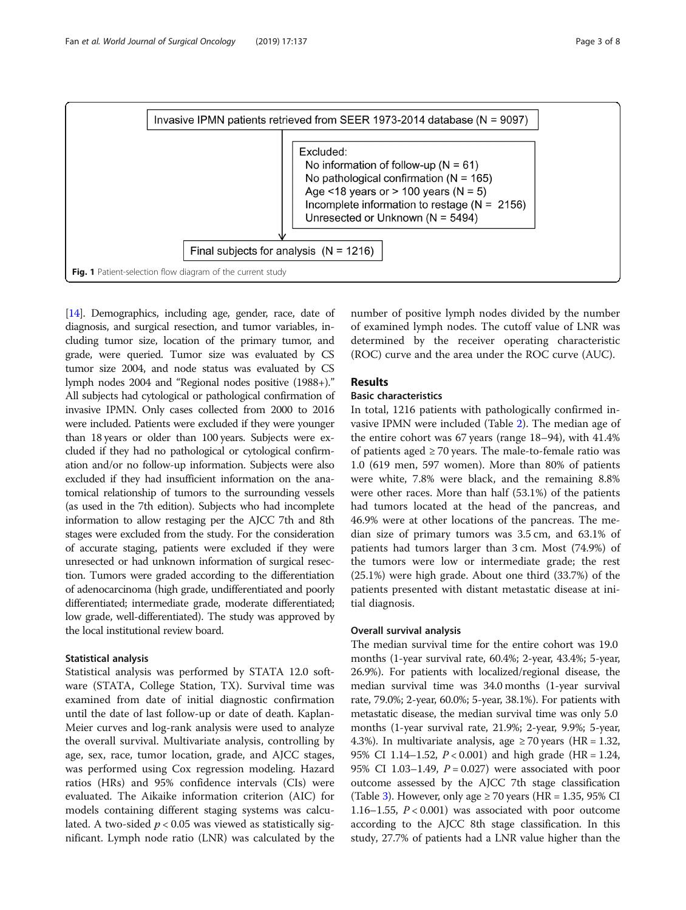Invasive IPMN patients retrieved from SEER 1973-2014 database (N = 9097)

Excluded:
- No information of follow-up (N = 61)
- No pathological confirmation (N = 165)
- Age <18 years or > 100 years (N = 5)
- Incomplete information to restage (N = 2156)
- Unresected or Unknown (N = 5494)

Final subjects for analysis (N = 1216)

**Fig. 1** Patient-selection flow diagram of the current study

[14]. Demographics, including age, gender, race, date of diagnosis, and surgical resection, and tumor variables, including tumor size, location of the primary tumor, and grade, were queried. Tumor size was evaluated by CS tumor size 2004, and node status was evaluated by CS lymph nodes 2004 and "Regional nodes positive (1988+)." All subjects had cytological or pathological confirmation of invasive IPMN. Only cases collected from 2000 to 2016 were included. Patients were excluded if they were younger than 18 years or older than 100 years. Subjects were excluded if they had no pathological or cytological confirmation and/or no follow-up information. Subjects were also excluded if they had insufficient information on the anatomical relationship of tumors to the surrounding vessels (as used in the 7th edition). Subjects who had incomplete information to allow restaging per the AJCC 7th and 8th stages were excluded from the study. For the consideration of accurate staging, patients were excluded if they were unresected or had unknown information of surgical resection. Tumors were graded according to the differentiation of adenocarcinoma (high grade, undifferentiated and poorly differentiated; intermediate grade, moderate differentiated; low grade, well-differentiated). The study was approved by the local institutional review board.

### Statistical analysis

Statistical analysis was performed by STATA 12.0 software (STATA, College Station, TX). Survival time was examined from date of initial diagnostic confirmation until the date of last follow-up or date of death. Kaplan-Meier curves and log-rank analysis were used to analyze the overall survival. Multivariate analysis, controlling by age, sex, race, tumor location, grade, and AJCC stages, was performed using Cox regression modeling. Hazard ratios (HRs) and 95% confidence intervals (CIs) were evaluated. The Aikaike information criterion (AIC) for models containing different staging systems was calculated. A two-sided $p < 0.05$ was viewed as statistically significant. Lymph node ratio (LNR) was calculated by the number of positive lymph nodes divided by the number of examined lymph nodes. The cutoff value of LNR was determined by the receiver operating characteristic (ROC) curve and the area under the ROC curve (AUC).

## Results

### Basic characteristics

In total, 1216 patients with pathologically confirmed invasive IPMN were included (Table 2). The median age of the entire cohort was 67 years (range 18–94), with 41.4% of patients aged ≥ 70 years. The male-to-female ratio was 1.0 (619 men, 597 women). More than 80% of patients were white, 7.8% were black, and the remaining 8.8% were other races. More than half (53.1%) of the patients had tumors located at the head of the pancreas, and 46.9% were at other locations of the pancreas. The median size of primary tumors was 3.5 cm, and 63.1% of patients had tumors larger than 3 cm. Most (74.9%) of the tumors were low or intermediate grade; the rest (25.1%) were high grade. About one third (33.7%) of the patients presented with distant metastatic disease at initial diagnosis.

### Overall survival analysis

The median survival time for the entire cohort was 19.0 months (1-year survival rate, 60.4%; 2-year, 43.4%; 5-year, 26.9%). For patients with localized/regional disease, the median survival time was 34.0 months (1-year survival rate, 79.0%; 2-year, 60.0%; 5-year, 38.1%). For patients with metastatic disease, the median survival time was only 5.0 months (1-year survival rate, 21.9%; 2-year, 9.9%; 5-year, 4.3%). In multivariate analysis, age ≥ 70 years (HR = 1.32, 95% CI 1.14–1.52, $P < 0.001$) and high grade (HR = 1.24, 95% CI 1.03–1.49, $P = 0.027$) were associated with poor outcome assessed by the AJCC 7th stage classification (Table 3). However, only age ≥ 70 years (HR = 1.35, 95% CI 1.16–1.55, $P < 0.001$) was associated with poor outcome according to the AJCC 8th stage classification. In this study, 27.7% of patients had a LNR value higher than the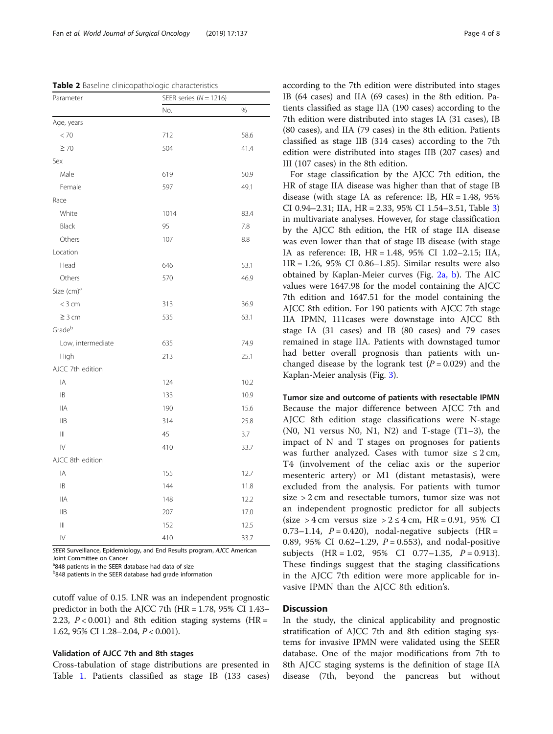**Table 2** Baseline clinicopathologic characteristics

| Parameter | SEER series (N = 1216) | |
|---|---|---|
| | No. | % |
| Age, years | | |
| < 70 | 712 | 58.6 |
| ≥ 70 | 504 | 41.4 |
| Sex | | |
| Male | 619 | 50.9 |
| Female | 597 | 49.1 |
| Race | | |
| White | 1014 | 83.4 |
| Black | 95 | 7.8 |
| Others | 107 | 8.8 |
| Location | | |
| Head | 646 | 53.1 |
| Others | 570 | 46.9 |
| Size (cm)[a] | | |
| < 3 cm | 313 | 36.9 |
| ≥ 3 cm | 535 | 63.1 |
| Grade[b] | | |
| Low, intermediate | 635 | 74.9 |
| High | 213 | 25.1 |
| AJCC 7th edition | | |
| IA | 124 | 10.2 |
| IB | 133 | 10.9 |
| IIA | 190 | 15.6 |
| IIB | 314 | 25.8 |
| III | 45 | 3.7 |
| IV | 410 | 33.7 |
| AJCC 8th edition | | |
| IA | 155 | 12.7 |
| IB | 144 | 11.8 |
| IIA | 148 | 12.2 |
| IIB | 207 | 17.0 |
| III | 152 | 12.5 |
| IV | 410 | 33.7 |

SEER Surveillance, Epidemiology, and End Results program, AJCC American Joint Committee on Cancer
[a]848 patients in the SEER database had data of size
[b]848 patients in the SEER database had grade information

cutoff value of 0.15. LNR was an independent prognostic predictor in both the AJCC 7th (HR = 1.78, 95% CI 1.43–2.23, $P < 0.001$) and 8th edition staging systems (HR = 1.62, 95% CI 1.28–2.04, $P < 0.001$).

### Validation of AJCC 7th and 8th stages

Cross-tabulation of stage distributions are presented in Table 1. Patients classified as stage IB (133 cases) according to the 7th edition were distributed into stages IB (64 cases) and IIA (69 cases) in the 8th edition. Patients classified as stage IIA (190 cases) according to the 7th edition were distributed into stages IA (31 cases), IB (80 cases), and IIA (79 cases) in the 8th edition. Patients classified as stage IIB (314 cases) according to the 7th edition were distributed into stages IIB (207 cases) and III (107 cases) in the 8th edition.

For stage classification by the AJCC 7th edition, the HR of stage IIA disease was higher than that of stage IB disease (with stage IA as reference: IB, HR = 1.48, 95% CI 0.94–2.31; IIA, HR = 2.33, 95% CI 1.54–3.51, Table 3) in multivariate analyses. However, for stage classification by the AJCC 8th edition, the HR of stage IIA disease was even lower than that of stage IB disease (with stage IA as reference: IB, HR = 1.48, 95% CI 1.02–2.15; IIA, HR = 1.26, 95% CI 0.86–1.85). Similar results were also obtained by Kaplan-Meier curves (Fig. 2a, b). The AIC values were 1647.98 for the model containing the AJCC 7th edition and 1647.51 for the model containing the AJCC 8th edition. For 190 patients with AJCC 7th stage IIA IPMN, 111cases were downstage into AJCC 8th stage IA (31 cases) and IB (80 cases) and 79 cases remained in stage IIA. Patients with downstaged tumor had better overall prognosis than patients with unchanged disease by the logrank test ($P = 0.029$) and the Kaplan-Meier analysis (Fig. 3).

### Tumor size and outcome of patients with resectable IPMN

Because the major difference between AJCC 7th and AJCC 8th edition stage classifications were N-stage (N0, N1 versus N0, N1, N2) and T-stage (T1–3), the impact of N and T stages on prognoses for patients was further analyzed. Cases with tumor size ≤ 2 cm, T4 (involvement of the celiac axis or the superior mesenteric artery) or M1 (distant metastasis), were excluded from the analysis. For patients with tumor size > 2 cm and resectable tumors, tumor size was not an independent prognostic predictor for all subjects (size > 4 cm versus size > 2 ≤ 4 cm, HR = 0.91, 95% CI 0.73–1.14, $P = 0.420$), nodal-negative subjects (HR = 0.89, 95% CI 0.62–1.29, $P = 0.553$), and nodal-positive subjects (HR = 1.02, 95% CI 0.77–1.35, $P = 0.913$). These findings suggest that the staging classifications in the AJCC 7th edition were more applicable for invasive IPMN than the AJCC 8th edition's.

## Discussion

In the study, the clinical applicability and prognostic stratification of AJCC 7th and 8th edition staging systems for invasive IPMN were validated using the SEER database. One of the major modifications from 7th to 8th AJCC staging systems is the definition of stage IIA disease (7th, beyond the pancreas but without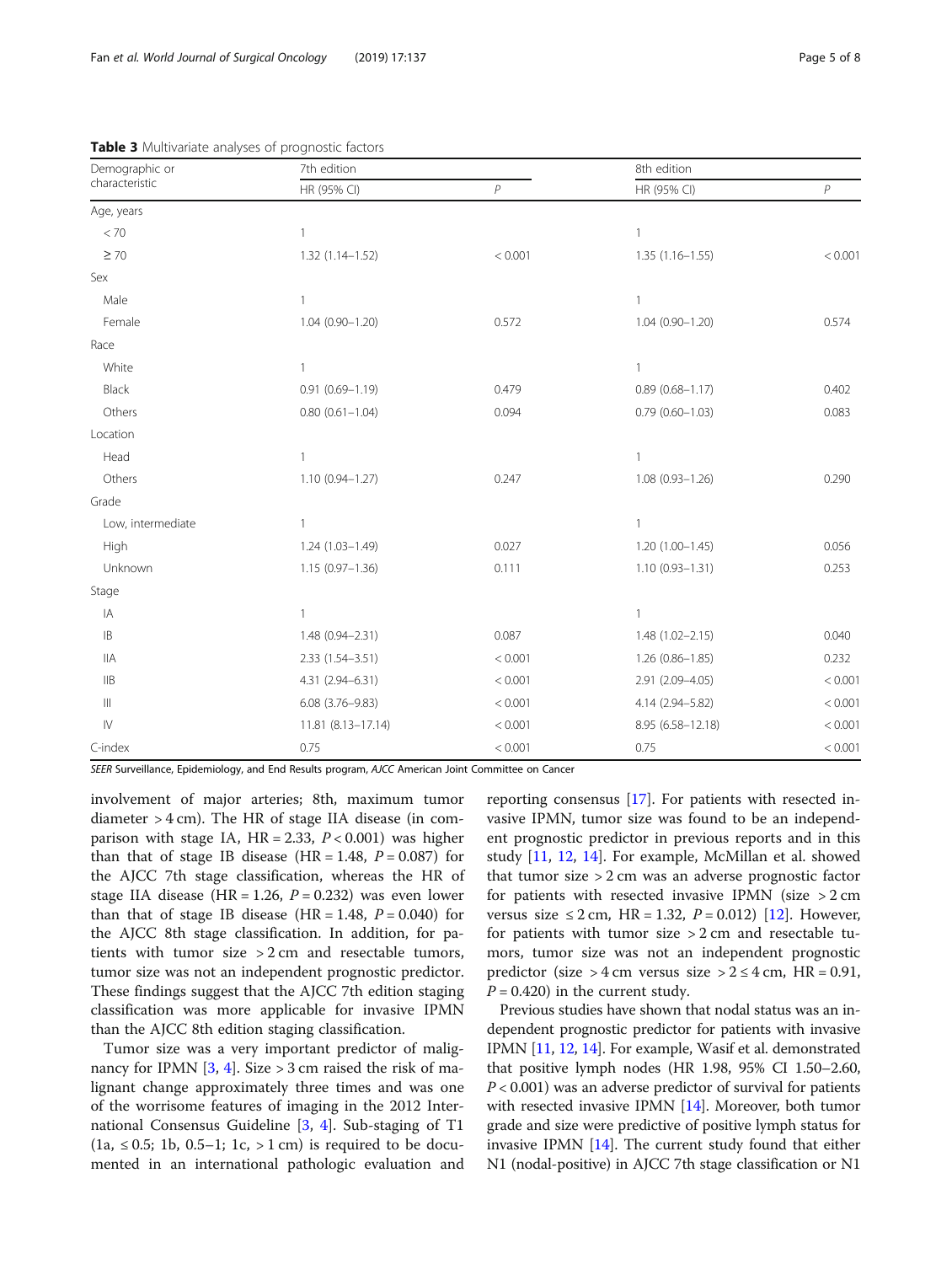**Table 3** Multivariate analyses of prognostic factors

| Demographic or characteristic | 7th edition | | 8th edition | |
|---|---|---|---|---|
| | HR (95% CI) | *P* | HR (95% CI) | *P* |
| Age, years | | | | |
| < 70 | 1 | | 1 | |
| ≥ 70 | 1.32 (1.14–1.52) | < 0.001 | 1.35 (1.16–1.55) | < 0.001 |
| Sex | | | | |
| Male | 1 | | 1 | |
| Female | 1.04 (0.90–1.20) | 0.572 | 1.04 (0.90–1.20) | 0.574 |
| Race | | | | |
| White | 1 | | 1 | |
| Black | 0.91 (0.69–1.19) | 0.479 | 0.89 (0.68–1.17) | 0.402 |
| Others | 0.80 (0.61–1.04) | 0.094 | 0.79 (0.60–1.03) | 0.083 |
| Location | | | | |
| Head | 1 | | 1 | |
| Others | 1.10 (0.94–1.27) | 0.247 | 1.08 (0.93–1.26) | 0.290 |
| Grade | | | | |
| Low, intermediate | 1 | | 1 | |
| High | 1.24 (1.03–1.49) | 0.027 | 1.20 (1.00–1.45) | 0.056 |
| Unknown | 1.15 (0.97–1.36) | 0.111 | 1.10 (0.93–1.31) | 0.253 |
| Stage | | | | |
| IA | 1 | | 1 | |
| IB | 1.48 (0.94–2.31) | 0.087 | 1.48 (1.02–2.15) | 0.040 |
| IIA | 2.33 (1.54–3.51) | < 0.001 | 1.26 (0.86–1.85) | 0.232 |
| IIB | 4.31 (2.94–6.31) | < 0.001 | 2.91 (2.09–4.05) | < 0.001 |
| III | 6.08 (3.76–9.83) | < 0.001 | 4.14 (2.94–5.82) | < 0.001 |
| IV | 11.81 (8.13–17.14) | < 0.001 | 8.95 (6.58–12.18) | < 0.001 |
| C-index | 0.75 | < 0.001 | 0.75 | < 0.001 |

*SEER* Surveillance, Epidemiology, and End Results program, *AJCC* American Joint Committee on Cancer

involvement of major arteries; 8th, maximum tumor diameter > 4 cm). The HR of stage IIA disease (in comparison with stage IA, HR = 2.33, $P < 0.001$) was higher than that of stage IB disease (HR = 1.48, $P = 0.087$) for the AJCC 7th stage classification, whereas the HR of stage IIA disease (HR = 1.26, $P = 0.232$) was even lower than that of stage IB disease (HR = 1.48, $P = 0.040$) for the AJCC 8th stage classification. In addition, for patients with tumor size > 2 cm and resectable tumors, tumor size was not an independent prognostic predictor. These findings suggest that the AJCC 7th edition staging classification was more applicable for invasive IPMN than the AJCC 8th edition staging classification.

Tumor size was a very important predictor of malignancy for IPMN [3, 4]. Size > 3 cm raised the risk of malignant change approximately three times and was one of the worrisome features of imaging in the 2012 International Consensus Guideline [3, 4]. Sub-staging of T1 (1a, ≤ 0.5; 1b, 0.5–1; 1c, > 1 cm) is required to be documented in an international pathologic evaluation and reporting consensus [17]. For patients with resected invasive IPMN, tumor size was found to be an independent prognostic predictor in previous reports and in this study [11, 12, 14]. For example, McMillan et al. showed that tumor size > 2 cm was an adverse prognostic factor for patients with resected invasive IPMN (size > 2 cm versus size ≤ 2 cm, HR = 1.32, $P = 0.012$) [12]. However, for patients with tumor size > 2 cm and resectable tumors, tumor size was not an independent prognostic predictor (size > 4 cm versus size > 2 ≤ 4 cm, HR = 0.91, $P = 0.420$) in the current study.

Previous studies have shown that nodal status was an independent prognostic predictor for patients with invasive IPMN [11, 12, 14]. For example, Wasif et al. demonstrated that positive lymph nodes (HR 1.98, 95% CI 1.50–2.60, $P < 0.001$) was an adverse predictor of survival for patients with resected invasive IPMN [14]. Moreover, both tumor grade and size were predictive of positive lymph status for invasive IPMN [14]. The current study found that either N1 (nodal-positive) in AJCC 7th stage classification or N1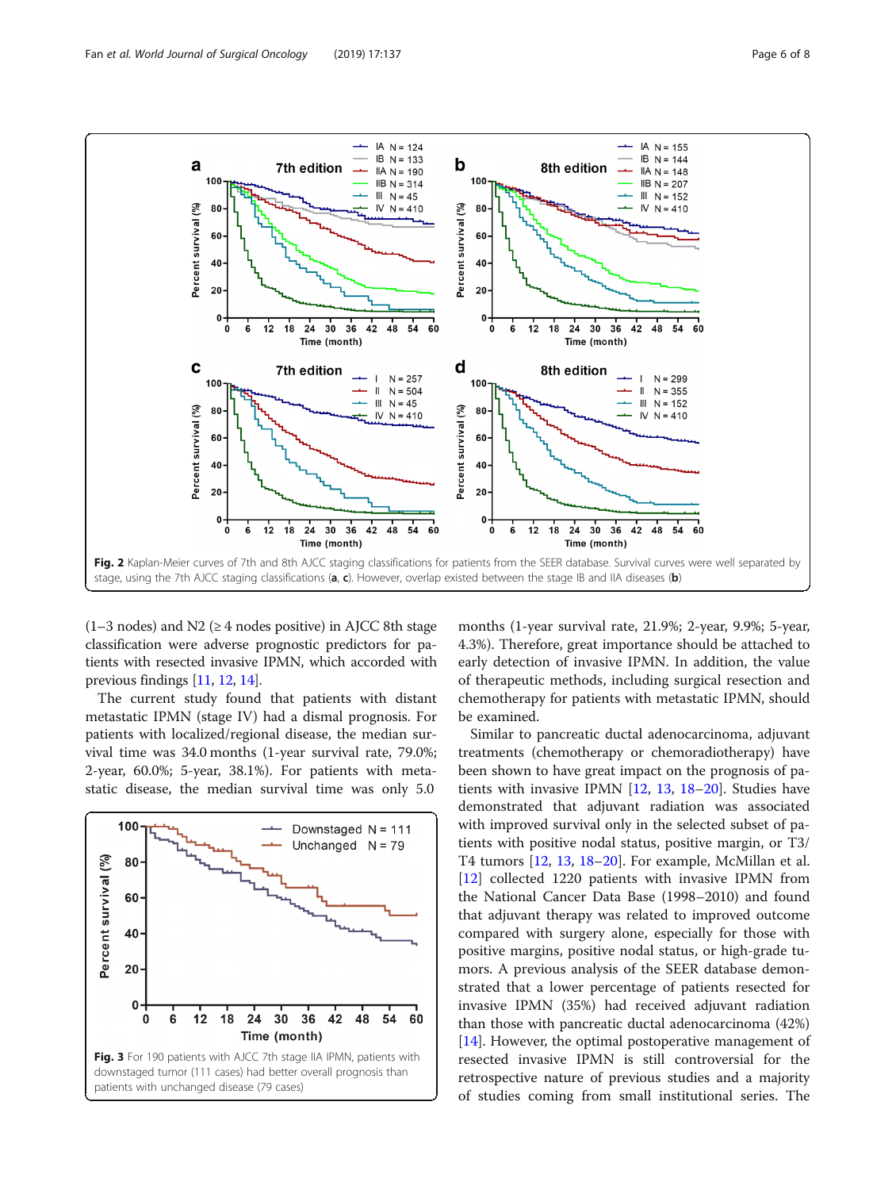Fig. 2 Kaplan-Meier curves of 7th and 8th AJCC staging classifications for patients from the SEER database. Survival curves were well separated by stage, using the 7th AJCC staging classifications (**a**, **c**). However, overlap existed between the stage IB and IIA diseases (**b**)

(1–3 nodes) and N2 (≥ 4 nodes positive) in AJCC 8th stage classification were adverse prognostic predictors for patients with resected invasive IPMN, which accorded with previous findings [11, 12, 14].

The current study found that patients with distant metastatic IPMN (stage IV) had a dismal prognosis. For patients with localized/regional disease, the median survival time was 34.0 months (1-year survival rate, 79.0%; 2-year, 60.0%; 5-year, 38.1%). For patients with metastatic disease, the median survival time was only 5.0 months (1-year survival rate, 21.9%; 2-year, 9.9%; 5-year, 4.3%). Therefore, great importance should be attached to early detection of invasive IPMN. In addition, the value of therapeutic methods, including surgical resection and chemotherapy for patients with metastatic IPMN, should be examined.

Fig. 3 For 190 patients with AJCC 7th stage IIA IPMN, patients with downstaged tumor (111 cases) had better overall prognosis than patients with unchanged disease (79 cases)

Similar to pancreatic ductal adenocarcinoma, adjuvant treatments (chemotherapy or chemoradiotherapy) have been shown to have great impact on the prognosis of patients with invasive IPMN [12, 13, 18–20]. Studies have demonstrated that adjuvant radiation was associated with improved survival only in the selected subset of patients with positive nodal status, positive margin, or T3/T4 tumors [12, 13, 18–20]. For example, McMillan et al. [12] collected 1220 patients with invasive IPMN from the National Cancer Data Base (1998–2010) and found that adjuvant therapy was related to improved outcome compared with surgery alone, especially for those with positive margins, positive nodal status, or high-grade tumors. A previous analysis of the SEER database demonstrated that a lower percentage of patients resected for invasive IPMN (35%) had received adjuvant radiation than those with pancreatic ductal adenocarcinoma (42%) [14]. However, the optimal postoperative management of resected invasive IPMN is still controversial for the retrospective nature of previous studies and a majority of studies coming from small institutional series. The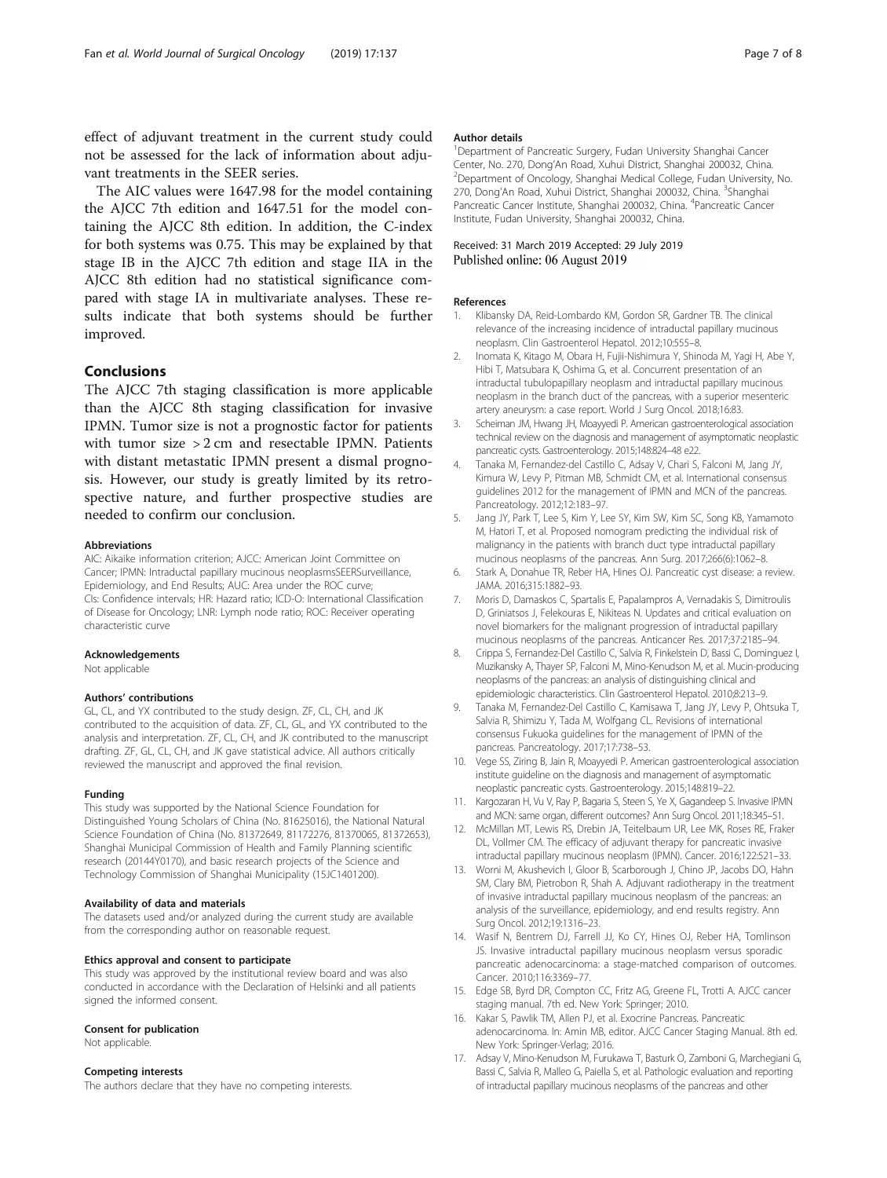effect of adjuvant treatment in the current study could not be assessed for the lack of information about adjuvant treatments in the SEER series.

The AIC values were 1647.98 for the model containing the AJCC 7th edition and 1647.51 for the model containing the AJCC 8th edition. In addition, the C-index for both systems was 0.75. This may be explained by that stage IB in the AJCC 7th edition and stage IIA in the AJCC 8th edition had no statistical significance compared with stage IA in multivariate analyses. These results indicate that both systems should be further improved.

## Conclusions

The AJCC 7th staging classification is more applicable than the AJCC 8th staging classification for invasive IPMN. Tumor size is not a prognostic factor for patients with tumor size > 2 cm and resectable IPMN. Patients with distant metastatic IPMN present a dismal prognosis. However, our study is greatly limited by its retrospective nature, and further prospective studies are needed to confirm our conclusion.

#### Abbreviations

AIC: Aikaike information criterion; AJCC: American Joint Committee on Cancer; IPMN: Intraductal papillary mucinous neoplasmsSEERSurveillance, Epidemiology, and End Results; AUC: Area under the ROC curve; CIs: Confidence intervals; HR: Hazard ratio; ICD-O: International Classification of Disease for Oncology; LNR: Lymph node ratio; ROC: Receiver operating characteristic curve

#### Acknowledgements

Not applicable

#### Authors' contributions

GL, CL, and YX contributed to the study design. ZF, CL, CH, and JK contributed to the acquisition of data. ZF, CL, GL, and YX contributed to the analysis and interpretation. ZF, CL, CH, and JK contributed to the manuscript drafting. ZF, GL, CL, CH, and JK gave statistical advice. All authors critically reviewed the manuscript and approved the final revision.

#### Funding

This study was supported by the National Science Foundation for Distinguished Young Scholars of China (No. 81625016), the National Natural Science Foundation of China (No. 81372649, 81172276, 81370065, 81372653), Shanghai Municipal Commission of Health and Family Planning scientific research (20144Y0170), and basic research projects of the Science and Technology Commission of Shanghai Municipality (15JC1401200).

#### Availability of data and materials

The datasets used and/or analyzed during the current study are available from the corresponding author on reasonable request.

#### Ethics approval and consent to participate

This study was approved by the institutional review board and was also conducted in accordance with the Declaration of Helsinki and all patients signed the informed consent.

#### Consent for publication

Not applicable.

#### Competing interests

The authors declare that they have no competing interests.

#### Author details

[1]Department of Pancreatic Surgery, Fudan University Shanghai Cancer Center, No. 270, Dong'An Road, Xuhui District, Shanghai 200032, China. [2]Department of Oncology, Shanghai Medical College, Fudan University, No. 270, Dong'An Road, Xuhui District, Shanghai 200032, China. [3]Shanghai Pancreatic Cancer Institute, Shanghai 200032, China. [4]Pancreatic Cancer Institute, Fudan University, Shanghai 200032, China.

Received: 31 March 2019 Accepted: 29 July 2019
Published online: 06 August 2019

#### References

1. Klibansky DA, Reid-Lombardo KM, Gordon SR, Gardner TB. The clinical relevance of the increasing incidence of intraductal papillary mucinous neoplasm. Clin Gastroenterol Hepatol. 2012;10:555–8.
2. Inomata K, Kitago M, Obara H, Fujii-Nishimura Y, Shinoda M, Yagi H, Abe Y, Hibi T, Matsubara K, Oshima G, et al. Concurrent presentation of an intraductal tubulopapillary neoplasm and intraductal papillary mucinous neoplasm in the branch duct of the pancreas, with a superior mesenteric artery aneurysm: a case report. World J Surg Oncol. 2018;16:83.
3. Scheiman JM, Hwang JH, Moayyedi P. American gastroenterological association technical review on the diagnosis and management of asymptomatic neoplastic pancreatic cysts. Gastroenterology. 2015;148:824–48 e22.
4. Tanaka M, Fernandez-del Castillo C, Adsay V, Chari S, Falconi M, Jang JY, Kimura W, Levy P, Pitman MB, Schmidt CM, et al. International consensus guidelines 2012 for the management of IPMN and MCN of the pancreas. Pancreatology. 2012;12:183–97.
5. Jang JY, Park T, Lee S, Kim Y, Lee SY, Kim SW, Kim SC, Song KB, Yamamoto M, Hatori T, et al. Proposed nomogram predicting the individual risk of malignancy in the patients with branch duct type intraductal papillary mucinous neoplasms of the pancreas. Ann Surg. 2017;266(6):1062–8.
6. Stark A, Donahue TR, Reber HA, Hines OJ. Pancreatic cyst disease: a review. JAMA. 2016;315:1882–93.
7. Moris D, Damaskos C, Spartalis E, Papalampros A, Vernadakis S, Dimitroulis D, Griniatsos J, Felekouras E, Nikiteas N. Updates and critical evaluation on novel biomarkers for the malignant progression of intraductal papillary mucinous neoplasms of the pancreas. Anticancer Res. 2017;37:2185–94.
8. Crippa S, Fernandez-Del Castillo C, Salvia R, Finkelstein D, Bassi C, Dominguez I, Muzikansky A, Thayer SP, Falconi M, Mino-Kenudson M, et al. Mucin-producing neoplasms of the pancreas: an analysis of distinguishing clinical and epidemiologic characteristics. Clin Gastroenterol Hepatol. 2010;8:213–9.
9. Tanaka M, Fernandez-Del Castillo C, Kamisawa T, Jang JY, Levy P, Ohtsuka T, Salvia R, Shimizu Y, Tada M, Wolfgang CL. Revisions of international consensus Fukuoka guidelines for the management of IPMN of the pancreas. Pancreatology. 2017;17:738–53.
10. Vege SS, Ziring B, Jain R, Moayyedi P. American gastroenterological association institute guideline on the diagnosis and management of asymptomatic neoplastic pancreatic cysts. Gastroenterology. 2015;148:819–22.
11. Kargozaran H, Vu V, Ray P, Bagaria S, Steen S, Ye X, Gagandeep S. Invasive IPMN and MCN: same organ, different outcomes? Ann Surg Oncol. 2011;18:345–51.
12. McMillan MT, Lewis RS, Drebin JA, Teitelbaum UR, Lee MK, Roses RE, Fraker DL, Vollmer CM. The efficacy of adjuvant therapy for pancreatic invasive intraductal papillary mucinous neoplasm (IPMN). Cancer. 2016;122:521–33.
13. Worni M, Akushevich I, Gloor B, Scarborough J, Chino JP, Jacobs DO, Hahn SM, Clary BM, Pietrobon R, Shah A. Adjuvant radiotherapy in the treatment of invasive intraductal papillary mucinous neoplasm of the pancreas: an analysis of the surveillance, epidemiology, and end results registry. Ann Surg Oncol. 2012;19:1316–23.
14. Wasif N, Bentrem DJ, Farrell JJ, Ko CY, Hines OJ, Reber HA, Tomlinson JS. Invasive intraductal papillary mucinous neoplasm versus sporadic pancreatic adenocarcinoma: a stage-matched comparison of outcomes. Cancer. 2010;116:3369–77.
15. Edge SB, Byrd DR, Compton CC, Fritz AG, Greene FL, Trotti A. AJCC cancer staging manual. 7th ed. New York: Springer; 2010.
16. Kakar S, Pawlik TM, Allen PJ, et al. Exocrine Pancreas. Pancreatic adenocarcinoma. In: Amin MB, editor. AJCC Cancer Staging Manual. 8th ed. New York: Springer-Verlag; 2016.
17. Adsay V, Mino-Kenudson M, Furukawa T, Basturk O, Zamboni G, Marchegiani G, Bassi C, Salvia R, Malleo G, Paiella S, et al. Pathologic evaluation and reporting of intraductal papillary mucinous neoplasms of the pancreas and other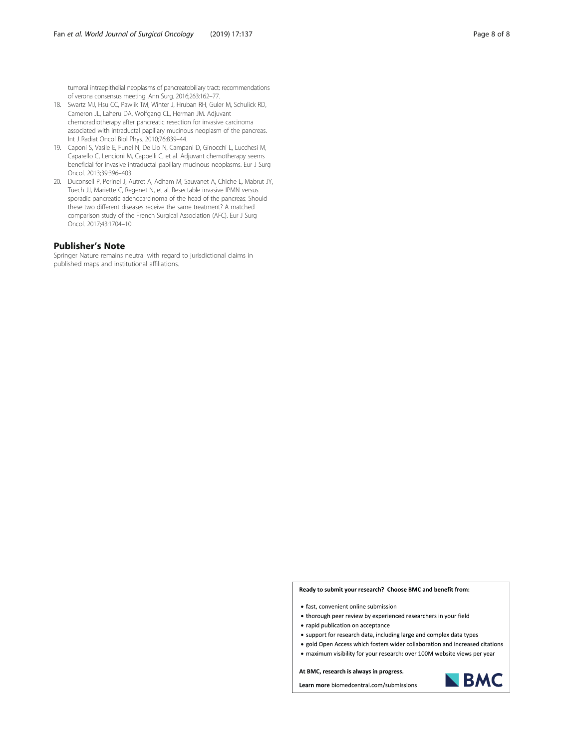tumoral intraepithelial neoplasms of pancreatobiliary tract: recommendations of verona consensus meeting. Ann Surg. 2016;263:162–77.

18. Swartz MJ, Hsu CC, Pawlik TM, Winter J, Hruban RH, Guler M, Schulick RD, Cameron JL, Laheru DA, Wolfgang CL, Herman JM. Adjuvant chemoradiotherapy after pancreatic resection for invasive carcinoma associated with intraductal papillary mucinous neoplasm of the pancreas. Int J Radiat Oncol Biol Phys. 2010;76:839–44.
19. Caponi S, Vasile E, Funel N, De Lio N, Campani D, Ginocchi L, Lucchesi M, Caparello C, Lencioni M, Cappelli C, et al. Adjuvant chemotherapy seems beneficial for invasive intraductal papillary mucinous neoplasms. Eur J Surg Oncol. 2013;39:396–403.
20. Duconseil P, Perinel J, Autret A, Adham M, Sauvanet A, Chiche L, Mabrut JY, Tuech JJ, Mariette C, Regenet N, et al. Resectable invasive IPMN versus sporadic pancreatic adenocarcinoma of the head of the pancreas: Should these two different diseases receive the same treatment? A matched comparison study of the French Surgical Association (AFC). Eur J Surg Oncol. 2017;43:1704–10.

## Publisher's Note

Springer Nature remains neutral with regard to jurisdictional claims in published maps and institutional affiliations.

**Ready to submit your research? Choose BMC and benefit from:**

- fast, convenient online submission
- thorough peer review by experienced researchers in your field
- rapid publication on acceptance
- support for research data, including large and complex data types
- gold Open Access which fosters wider collaboration and increased citations
- maximum visibility for your research: over 100M website views per year

**At BMC, research is always in progress.**

**Learn more** biomedcentral.com/submissions

BMC